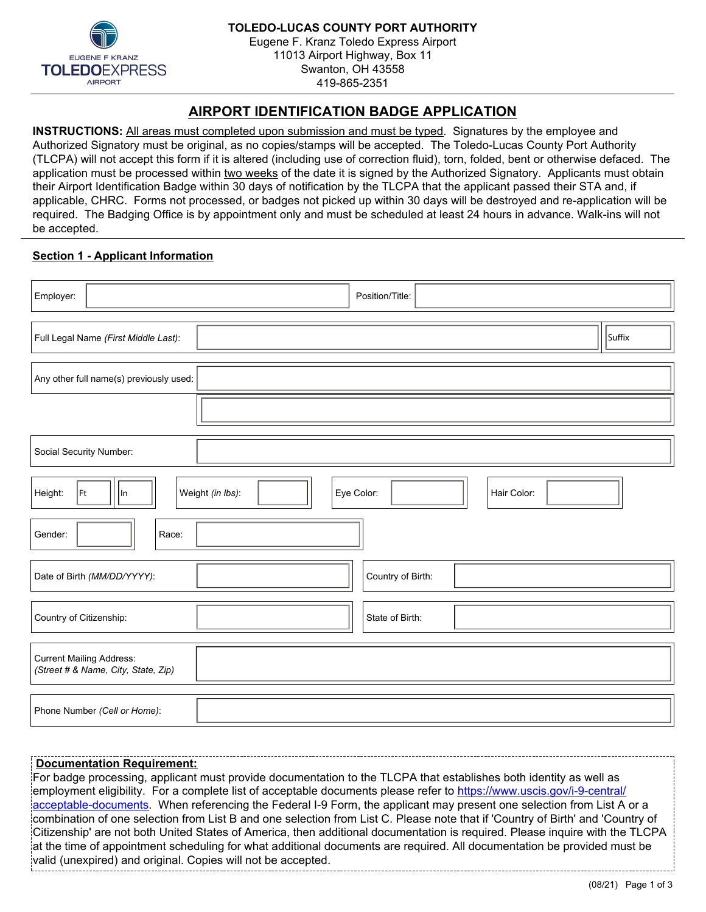**TOLEDO-LUCAS COUNTY PORT AUTHORITY**
Eugene F. Kranz Toledo Express Airport
11013 Airport Highway, Box 11
Swanton, OH 43558
419-865-2351

# AIRPORT IDENTIFICATION BADGE APPLICATION

**INSTRUCTIONS:** All areas must completed upon submission and must be typed. Signatures by the employee and Authorized Signatory must be original, as no copies/stamps will be accepted. The Toledo-Lucas County Port Authority (TLCPA) will not accept this form if it is altered (including use of correction fluid), torn, folded, bent or otherwise defaced. The application must be processed within two weeks of the date it is signed by the Authorized Signatory. Applicants must obtain their Airport Identification Badge within 30 days of notification by the TLCPA that the applicant passed their STA and, if applicable, CHRC. Forms not processed, or badges not picked up within 30 days will be destroyed and re-application will be required. The Badging Office is by appointment only and must be scheduled at least 24 hours in advance. Walk-ins will not be accepted.

## Section 1 - Applicant Information

Employer: ____________________ Position/Title: ____________________

Full Legal Name *(First Middle Last)*: ____________________ Suffix: ______

Any other full name(s) previously used: ____________________

____________________

Social Security Number: ____________________

Height: Ft ____ In ____ Weight *(in lbs)*: ______ Eye Color: ______ Hair Color: ______

Gender: ______ Race: ______

Date of Birth *(MM/DD/YYYY)*: ______ Country of Birth: ______

Country of Citizenship: ______ State of Birth: ______

Current Mailing Address: *(Street # & Name, City, State, Zip)* ____________________

Phone Number *(Cell or Home)*: ____________________

**Documentation Requirement:**
For badge processing, applicant must provide documentation to the TLCPA that establishes both identity as well as employment eligibility. For a complete list of acceptable documents please refer to https://www.uscis.gov/i-9-central/acceptable-documents. When referencing the Federal I-9 Form, the applicant may present one selection from List A or a combination of one selection from List B and one selection from List C. Please note that if 'Country of Birth' and 'Country of Citizenship' are not both United States of America, then additional documentation is required. Please inquire with the TLCPA at the time of appointment scheduling for what additional documents are required. All documentation be provided must be valid (unexpired) and original. Copies will not be accepted.

(08/21)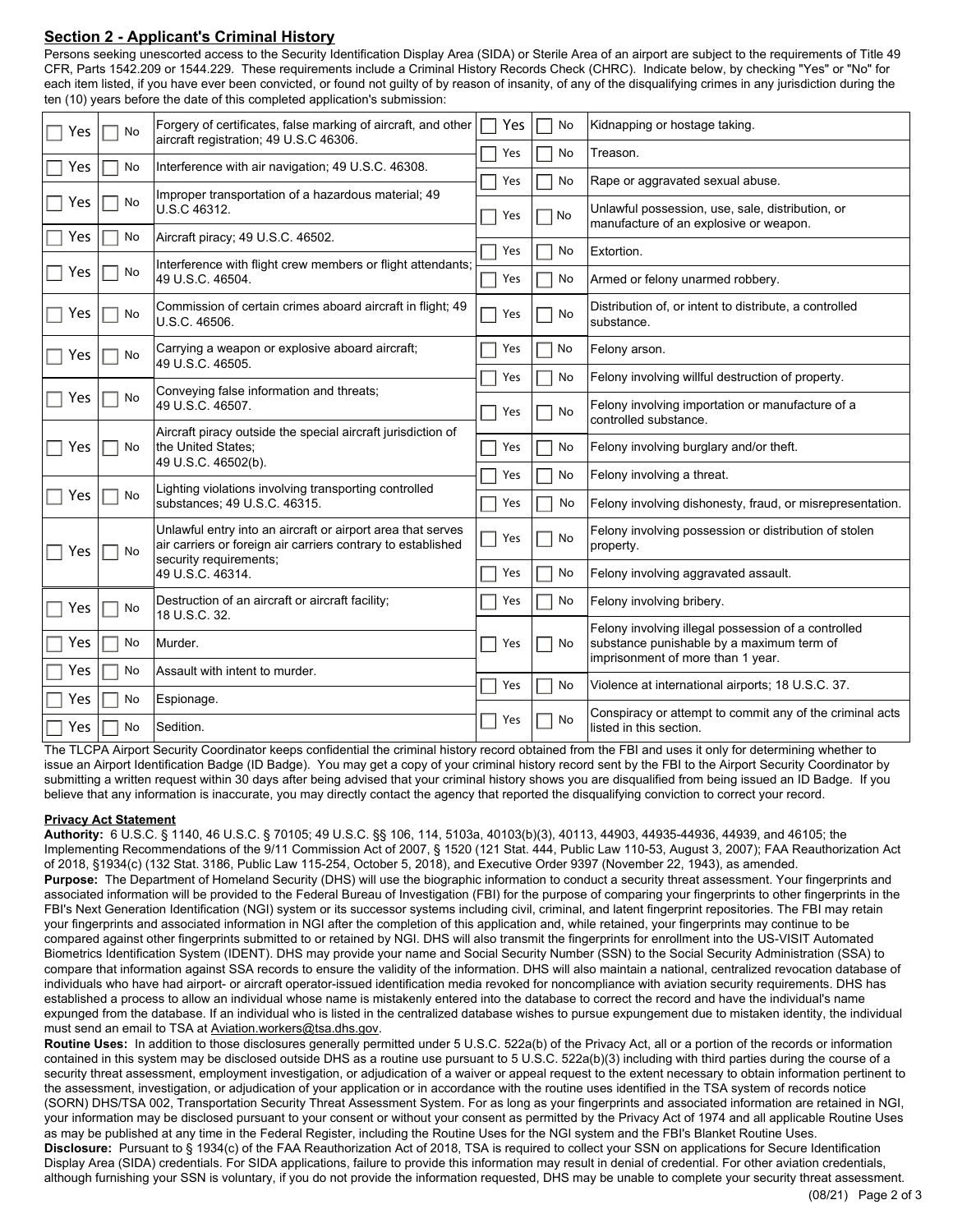## Section 2 - Applicant's Criminal History

Persons seeking unescorted access to the Security Identification Display Area (SIDA) or Sterile Area of an airport are subject to the requirements of Title 49 CFR, Parts 1542.209 or 1544.229. These requirements include a Criminal History Records Check (CHRC). Indicate below, by checking "Yes" or "No" for each item listed, if you have ever been convicted, or found not guilty of by reason of insanity, of any of the disqualifying crimes in any jurisdiction during the ten (10) years before the date of this completed application's submission:

| Yes | No | Crime |
|---|---|---|
| ☐ Yes | ☐ No | Forgery of certificates, false marking of aircraft, and other aircraft registration; 49 U.S.C 46306. |
| ☐ Yes | ☐ No | Interference with air navigation; 49 U.S.C. 46308. |
| ☐ Yes | ☐ No | Improper transportation of a hazardous material; 49 U.S.C 46312. |
| ☐ Yes | ☐ No | Aircraft piracy; 49 U.S.C. 46502. |
| ☐ Yes | ☐ No | Interference with flight crew members or flight attendants; 49 U.S.C. 46504. |
| ☐ Yes | ☐ No | Commission of certain crimes aboard aircraft in flight; 49 U.S.C. 46506. |
| ☐ Yes | ☐ No | Carrying a weapon or explosive aboard aircraft; 49 U.S.C. 46505. |
| ☐ Yes | ☐ No | Conveying false information and threats; 49 U.S.C. 46507. |
| ☐ Yes | ☐ No | Aircraft piracy outside the special aircraft jurisdiction of the United States; 49 U.S.C. 46502(b). |
| ☐ Yes | ☐ No | Lighting violations involving transporting controlled substances; 49 U.S.C. 46315. |
| ☐ Yes | ☐ No | Unlawful entry into an aircraft or airport area that serves air carriers or foreign air carriers contrary to established security requirements; 49 U.S.C. 46314. |
| ☐ Yes | ☐ No | Destruction of an aircraft or aircraft facility; 18 U.S.C. 32. |
| ☐ Yes | ☐ No | Murder. |
| ☐ Yes | ☐ No | Assault with intent to murder. |
| ☐ Yes | ☐ No | Espionage. |
| ☐ Yes | ☐ No | Sedition. |
| ☐ Yes | ☐ No | Kidnapping or hostage taking. |
| ☐ Yes | ☐ No | Treason. |
| ☐ Yes | ☐ No | Rape or aggravated sexual abuse. |
| ☐ Yes | ☐ No | Unlawful possession, use, sale, distribution, or manufacture of an explosive or weapon. |
| ☐ Yes | ☐ No | Extortion. |
| ☐ Yes | ☐ No | Armed or felony unarmed robbery. |
| ☐ Yes | ☐ No | Distribution of, or intent to distribute, a controlled substance. |
| ☐ Yes | ☐ No | Felony arson. |
| ☐ Yes | ☐ No | Felony involving willful destruction of property. |
| ☐ Yes | ☐ No | Felony involving importation or manufacture of a controlled substance. |
| ☐ Yes | ☐ No | Felony involving burglary and/or theft. |
| ☐ Yes | ☐ No | Felony involving a threat. |
| ☐ Yes | ☐ No | Felony involving dishonesty, fraud, or misrepresentation. |
| ☐ Yes | ☐ No | Felony involving possession or distribution of stolen property. |
| ☐ Yes | ☐ No | Felony involving aggravated assault. |
| ☐ Yes | ☐ No | Felony involving bribery. |
| ☐ Yes | ☐ No | Felony involving illegal possession of a controlled substance punishable by a maximum term of imprisonment of more than 1 year. |
| ☐ Yes | ☐ No | Violence at international airports; 18 U.S.C. 37. |
| ☐ Yes | ☐ No | Conspiracy or attempt to commit any of the criminal acts listed in this section. |

The TLCPA Airport Security Coordinator keeps confidential the criminal history record obtained from the FBI and uses it only for determining whether to issue an Airport Identification Badge (ID Badge). You may get a copy of your criminal history record sent by the FBI to the Airport Security Coordinator by submitting a written request within 30 days after being advised that your criminal history shows you are disqualified from being issued an ID Badge. If you believe that any information is inaccurate, you may directly contact the agency that reported the disqualifying conviction to correct your record.

**Privacy Act Statement**

**Authority:** 6 U.S.C. § 1140, 46 U.S.C. § 70105; 49 U.S.C. §§ 106, 114, 5103a, 40103(b)(3), 40113, 44903, 44935-44936, 44939, and 46105; the Implementing Recommendations of the 9/11 Commission Act of 2007, § 1520 (121 Stat. 444, Public Law 110-53, August 3, 2007); FAA Reauthorization Act of 2018, §1934(c) (132 Stat. 3186, Public Law 115-254, October 5, 2018), and Executive Order 9397 (November 22, 1943), as amended.

**Purpose:** The Department of Homeland Security (DHS) will use the biographic information to conduct a security threat assessment. Your fingerprints and associated information will be provided to the Federal Bureau of Investigation (FBI) for the purpose of comparing your fingerprints to other fingerprints in the FBI's Next Generation Identification (NGI) system or its successor systems including civil, criminal, and latent fingerprint repositories. The FBI may retain your fingerprints and associated information in NGI after the completion of this application and, while retained, your fingerprints may continue to be compared against other fingerprints submitted to or retained by NGI. DHS will also transmit the fingerprints for enrollment into the US-VISIT Automated Biometrics Identification System (IDENT). DHS may provide your name and Social Security Number (SSN) to the Social Security Administration (SSA) to compare that information against SSA records to ensure the validity of the information. DHS will also maintain a national, centralized revocation database of individuals who have had airport- or aircraft operator-issued identification media revoked for noncompliance with aviation security requirements. DHS has established a process to allow an individual whose name is mistakenly entered into the database to correct the record and have the individual's name expunged from the database. If an individual who is listed in the centralized database wishes to pursue expungement due to mistaken identity, the individual must send an email to TSA at Aviation.workers@tsa.dhs.gov.

**Routine Uses:** In addition to those disclosures generally permitted under 5 U.S.C. 522a(b) of the Privacy Act, all or a portion of the records or information contained in this system may be disclosed outside DHS as a routine use pursuant to 5 U.S.C. 522a(b)(3) including with third parties during the course of a security threat assessment, employment investigation, or adjudication of a waiver or appeal request to the extent necessary to obtain information pertinent to the assessment, investigation, or adjudication of your application or in accordance with the routine uses identified in the TSA system of records notice (SORN) DHS/TSA 002, Transportation Security Threat Assessment System. For as long as your fingerprints and associated information are retained in NGI, your information may be disclosed pursuant to your consent or without your consent as permitted by the Privacy Act of 1974 and all applicable Routine Uses as may be published at any time in the Federal Register, including the Routine Uses for the NGI system and the FBI's Blanket Routine Uses.

**Disclosure:** Pursuant to § 1934(c) of the FAA Reauthorization Act of 2018, TSA is required to collect your SSN on applications for Secure Identification Display Area (SIDA) credentials. For SIDA applications, failure to provide this information may result in denial of credential. For other aviation credentials, although furnishing your SSN is voluntary, if you do not provide the information requested, DHS may be unable to complete your security threat assessment.

(08/21)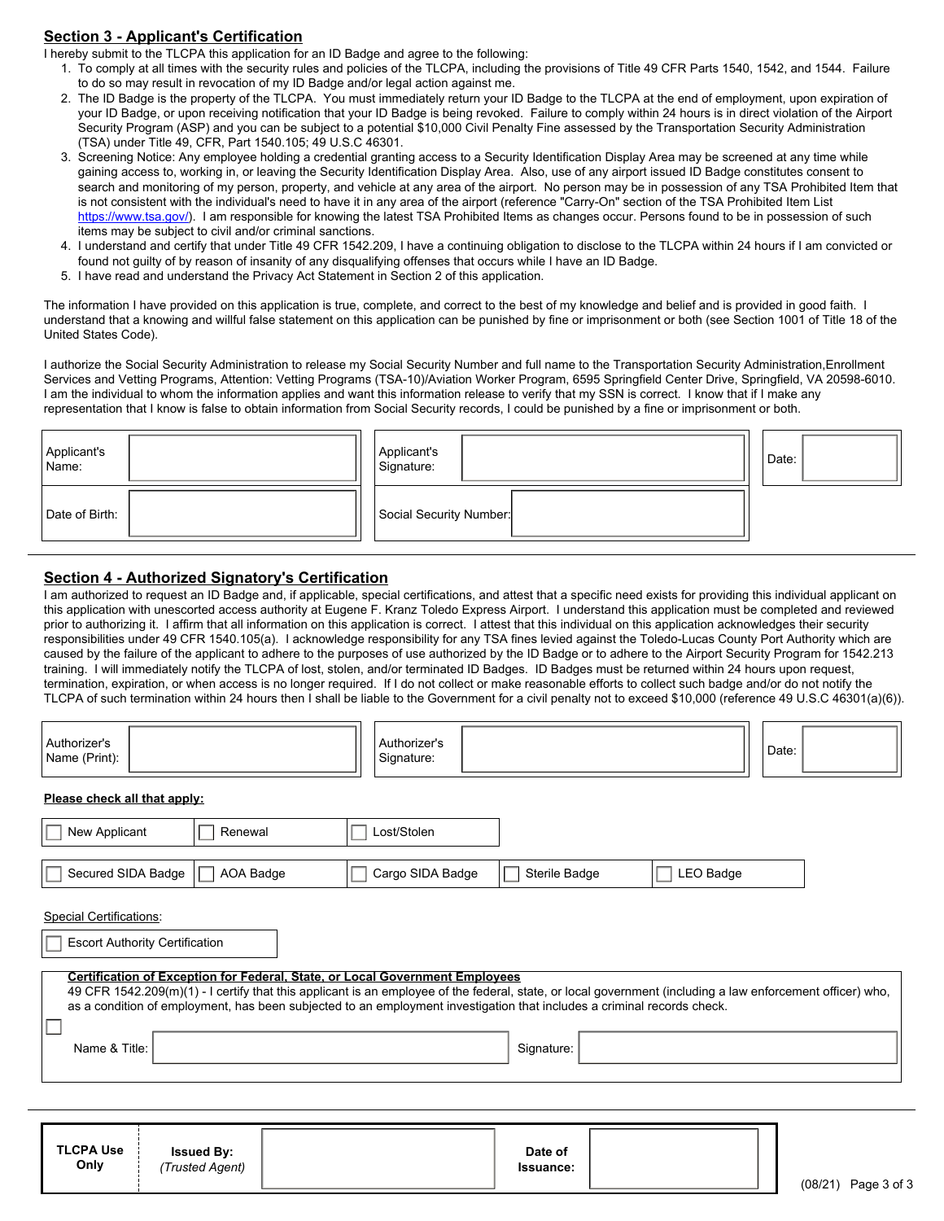## Section 3 - Applicant's Certification

I hereby submit to the TLCPA this application for an ID Badge and agree to the following:

1. To comply at all times with the security rules and policies of the TLCPA, including the provisions of Title 49 CFR Parts 1540, 1542, and 1544. Failure to do so may result in revocation of my ID Badge and/or legal action against me.
2. The ID Badge is the property of the TLCPA. You must immediately return your ID Badge to the TLCPA at the end of employment, upon expiration of your ID Badge, or upon receiving notification that your ID Badge is being revoked. Failure to comply within 24 hours is in direct violation of the Airport Security Program (ASP) and you can be subject to a potential $10,000 Civil Penalty Fine assessed by the Transportation Security Administration (TSA) under Title 49, CFR, Part 1540.105; 49 U.S.C 46301.
3. Screening Notice: Any employee holding a credential granting access to a Security Identification Display Area may be screened at any time while gaining access to, working in, or leaving the Security Identification Display Area. Also, use of any airport issued ID Badge constitutes consent to search and monitoring of my person, property, and vehicle at any area of the airport. No person may be in possession of any TSA Prohibited Item that is not consistent with the individual's need to have it in any area of the airport (reference "Carry-On" section of the TSA Prohibited Item List https://www.tsa.gov/). I am responsible for knowing the latest TSA Prohibited Items as changes occur. Persons found to be in possession of such items may be subject to civil and/or criminal sanctions.
4. I understand and certify that under Title 49 CFR 1542.209, I have a continuing obligation to disclose to the TLCPA within 24 hours if I am convicted or found not guilty of by reason of insanity of any disqualifying offenses that occurs while I have an ID Badge.
5. I have read and understand the Privacy Act Statement in Section 2 of this application.

The information I have provided on this application is true, complete, and correct to the best of my knowledge and belief and is provided in good faith. I understand that a knowing and willful false statement on this application can be punished by fine or imprisonment or both (see Section 1001 of Title 18 of the United States Code).

I authorize the Social Security Administration to release my Social Security Number and full name to the Transportation Security Administration,Enrollment Services and Vetting Programs, Attention: Vetting Programs (TSA-10)/Aviation Worker Program, 6595 Springfield Center Drive, Springfield, VA 20598-6010. I am the individual to whom the information applies and want this information release to verify that my SSN is correct. I know that if I make any representation that I know is false to obtain information from Social Security records, I could be punished by a fine or imprisonment or both.

| | | | | | |
|---|---|---|---|---|---|
| Applicant's Name: | | Applicant's Signature: | | Date: | |
| Date of Birth: | | Social Security Number: | | | |

## Section 4 - Authorized Signatory's Certification

I am authorized to request an ID Badge and, if applicable, special certifications, and attest that a specific need exists for providing this individual applicant on this application with unescorted access authority at Eugene F. Kranz Toledo Express Airport. I understand this application must be completed and reviewed prior to authorizing it. I affirm that all information on this application is correct. I attest that this individual on this application acknowledges their security responsibilities under 49 CFR 1540.105(a). I acknowledge responsibility for any TSA fines levied against the Toledo-Lucas County Port Authority which are caused by the failure of the applicant to adhere to the purposes of use authorized by the ID Badge or to adhere to the Airport Security Program for 1542.213 training. I will immediately notify the TLCPA of lost, stolen, and/or terminated ID Badges. ID Badges must be returned within 24 hours upon request, termination, expiration, or when access is no longer required. If I do not collect or make reasonable efforts to collect such badge and/or do not notify the TLCPA of such termination within 24 hours then I shall be liable to the Government for a civil penalty not to exceed $10,000 (reference 49 U.S.C 46301(a)(6)).

| | | | | | |
|---|---|---|---|---|---|
| Authorizer's Name (Print): | | Authorizer's Signature: | | Date: | |

**Please check all that apply:**

- ☐ New Applicant
- ☐ Renewal
- ☐ Lost/Stolen

- ☐ Secured SIDA Badge
- ☐ AOA Badge
- ☐ Cargo SIDA Badge
- ☐ Sterile Badge
- ☐ LEO Badge

Special Certifications:

- ☐ Escort Authority Certification

**Certification of Exception for Federal, State, or Local Government Employees**

☐ 49 CFR 1542.209(m)(1) - I certify that this applicant is an employee of the federal, state, or local government (including a law enforcement officer) who, as a condition of employment, has been subjected to an employment investigation that includes a criminal records check.

| | | | |
|---|---|---|---|
| Name & Title: | | Signature: | |

| | | | | |
|---|---|---|---|---|
| **TLCPA Use Only** | **Issued By:** *(Trusted Agent)* | | **Date of Issuance:** | |

(08/21)